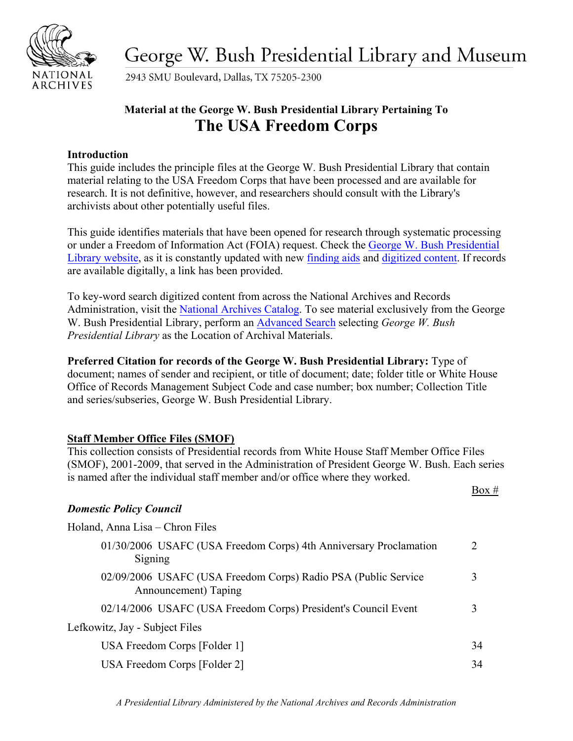# George W. Bush Presidential Library and Museum

2943 SMU Boulevard, Dallas, TX 75205-2300

**Material at the George W. Bush Presidential Library Pertaining To**

## The USA Freedom Corps

**Introduction**

This guide includes the principle files at the George W. Bush Presidential Library that contain material relating to the USA Freedom Corps that have been processed and are available for research. It is not definitive, however, and researchers should consult with the Library's archivists about other potentially useful files.

This guide identifies materials that have been opened for research through systematic processing or under a Freedom of Information Act (FOIA) request. Check the George W. Bush Presidential Library website, as it is constantly updated with new finding aids and digitized content. If records are available digitally, a link has been provided.

To key-word search digitized content from across the National Archives and Records Administration, visit the National Archives Catalog. To see material exclusively from the George W. Bush Presidential Library, perform an Advanced Search selecting *George W. Bush Presidential Library* as the Location of Archival Materials.

**Preferred Citation for records of the George W. Bush Presidential Library:** Type of document; names of sender and recipient, or title of document; date; folder title or White House Office of Records Management Subject Code and case number; box number; Collection Title and series/subseries, George W. Bush Presidential Library.

**Staff Member Office Files (SMOF)**

This collection consists of Presidential records from White House Staff Member Office Files (SMOF), 2001-2009, that served in the Administration of President George W. Bush. Each series is named after the individual staff member and/or office where they worked.

| | Box # |
|---|---|
| ***Domestic Policy Council*** | |
| Holand, Anna Lisa – Chron Files | |
| 01/30/2006 USAFC (USA Freedom Corps) 4th Anniversary Proclamation Signing | 2 |
| 02/09/2006 USAFC (USA Freedom Corps) Radio PSA (Public Service Announcement) Taping | 3 |
| 02/14/2006 USAFC (USA Freedom Corps) President's Council Event | 3 |
| Lefkowitz, Jay - Subject Files | |
| USA Freedom Corps [Folder 1] | 34 |
| USA Freedom Corps [Folder 2] | 34 |

*A Presidential Library Administered by the National Archives and Records Administration*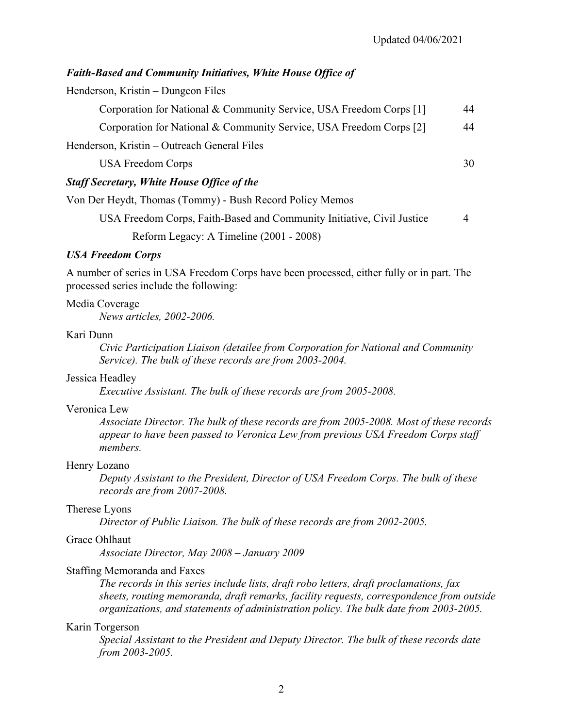### *Faith-Based and Community Initiatives, White House Office of*

Henderson, Kristin – Dungeon Files

| | |
|---|---|
| Corporation for National & Community Service, USA Freedom Corps [1] | 44 |
| Corporation for National & Community Service, USA Freedom Corps [2] | 44 |

Henderson, Kristin – Outreach General Files

| | |
|---|---|
| USA Freedom Corps | 30 |

### *Staff Secretary, White House Office of the*

Von Der Heydt, Thomas (Tommy) - Bush Record Policy Memos

| | |
|---|---|
| USA Freedom Corps, Faith-Based and Community Initiative, Civil Justice Reform Legacy: A Timeline (2001 - 2008) | 4 |

### *USA Freedom Corps*

A number of series in USA Freedom Corps have been processed, either fully or in part. The processed series include the following:

Media Coverage
: *News articles, 2002-2006.*

Kari Dunn
: *Civic Participation Liaison (detailee from Corporation for National and Community Service). The bulk of these records are from 2003-2004.*

Jessica Headley
: *Executive Assistant. The bulk of these records are from 2005-2008.*

Veronica Lew
: *Associate Director. The bulk of these records are from 2005-2008. Most of these records appear to have been passed to Veronica Lew from previous USA Freedom Corps staff members.*

Henry Lozano
: *Deputy Assistant to the President, Director of USA Freedom Corps. The bulk of these records are from 2007-2008.*

Therese Lyons
: *Director of Public Liaison. The bulk of these records are from 2002-2005.*

Grace Ohlhaut
: *Associate Director, May 2008 – January 2009*

Staffing Memoranda and Faxes
: *The records in this series include lists, draft robo letters, draft proclamations, fax sheets, routing memoranda, draft remarks, facility requests, correspondence from outside organizations, and statements of administration policy. The bulk date from 2003-2005.*

Karin Torgerson
: *Special Assistant to the President and Deputy Director. The bulk of these records date from 2003-2005.*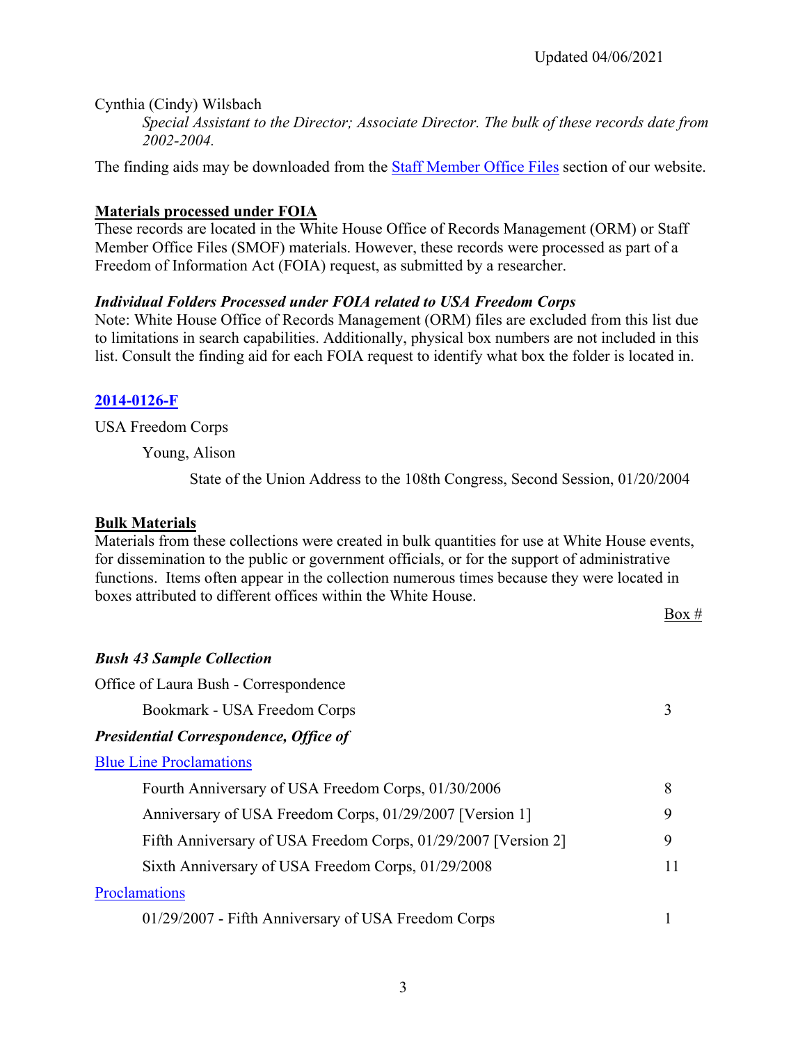Updated 04/06/2021

Cynthia (Cindy) Wilsbach

*Special Assistant to the Director; Associate Director. The bulk of these records date from 2002-2004.*

The finding aids may be downloaded from the [Staff Member Office Files] section of our website.

**Materials processed under FOIA**

These records are located in the White House Office of Records Management (ORM) or Staff Member Office Files (SMOF) materials. However, these records were processed as part of a Freedom of Information Act (FOIA) request, as submitted by a researcher.

***Individual Folders Processed under FOIA related to USA Freedom Corps***

Note: White House Office of Records Management (ORM) files are excluded from this list due to limitations in search capabilities. Additionally, physical box numbers are not included in this list. Consult the finding aid for each FOIA request to identify what box the folder is located in.

**2014-0126-F**

USA Freedom Corps

Young, Alison

State of the Union Address to the 108th Congress, Second Session, 01/20/2004

**Bulk Materials**

Materials from these collections were created in bulk quantities for use at White House events, for dissemination to the public or government officials, or for the support of administrative functions. Items often appear in the collection numerous times because they were located in boxes attributed to different offices within the White House.

| | Box # |
|---|---|
| ***Bush 43 Sample Collection*** | |
| Office of Laura Bush - Correspondence | |
| Bookmark - USA Freedom Corps | 3 |
| ***Presidential Correspondence, Office of*** | |
| Blue Line Proclamations | |
| Fourth Anniversary of USA Freedom Corps, 01/30/2006 | 8 |
| Anniversary of USA Freedom Corps, 01/29/2007 [Version 1] | 9 |
| Fifth Anniversary of USA Freedom Corps, 01/29/2007 [Version 2] | 9 |
| Sixth Anniversary of USA Freedom Corps, 01/29/2008 | 11 |
| Proclamations | |
| 01/29/2007 - Fifth Anniversary of USA Freedom Corps | 1 |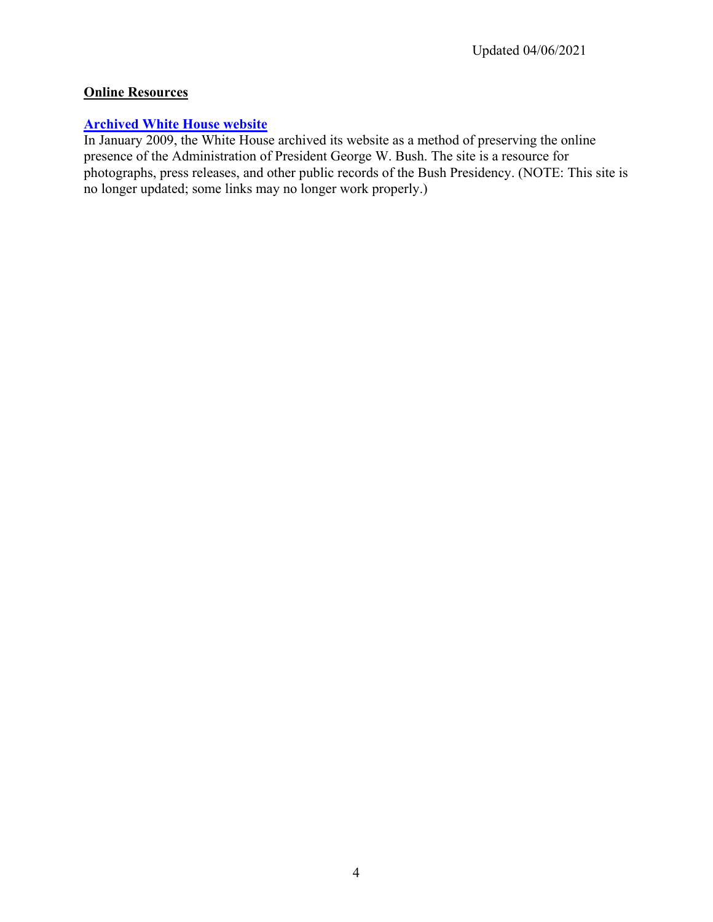## Online Resources

### [Archived White House website]()

In January 2009, the White House archived its website as a method of preserving the online presence of the Administration of President George W. Bush. The site is a resource for photographs, press releases, and other public records of the Bush Presidency. (NOTE: This site is no longer updated; some links may no longer work properly.)